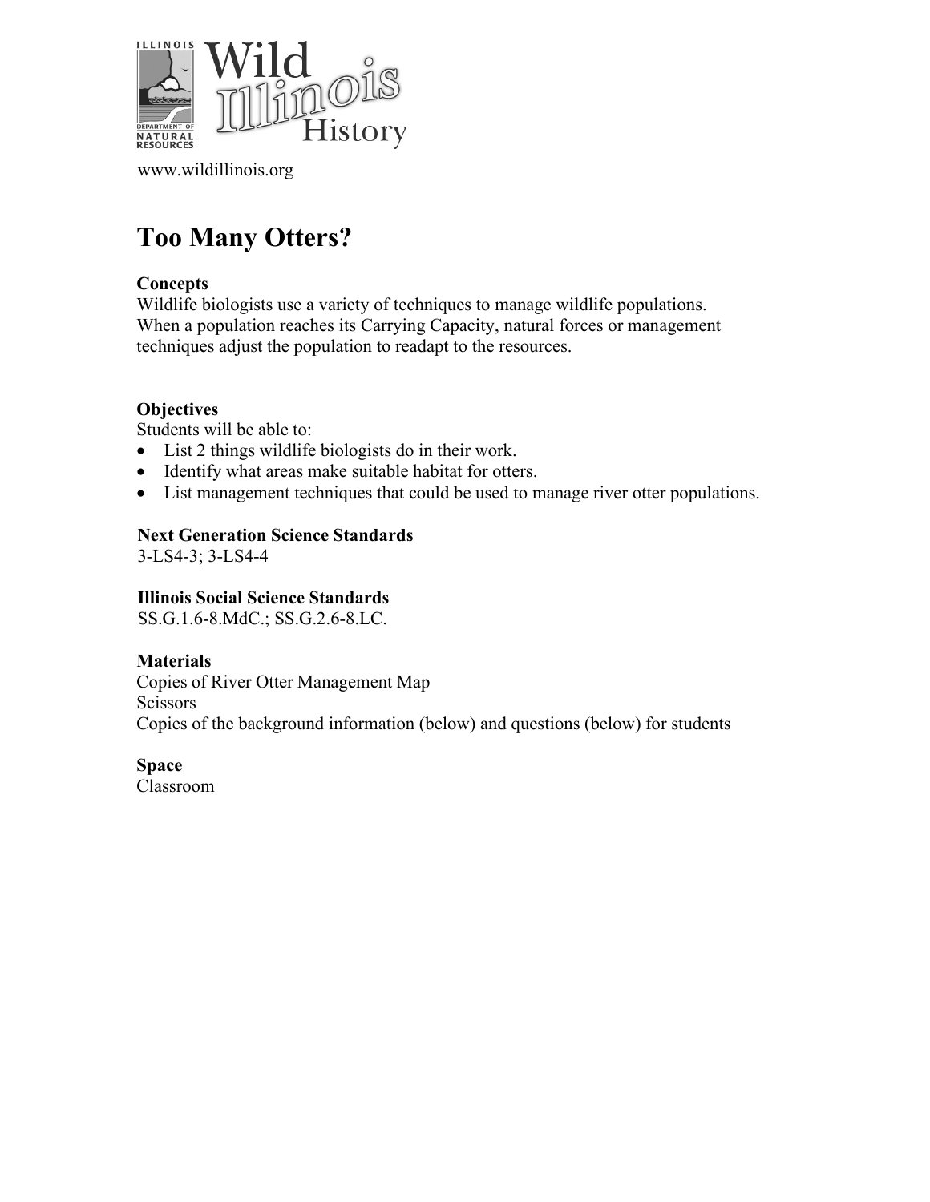Wild Illinois History

www.wildillinois.org

# Too Many Otters?

**Concepts**

Wildlife biologists use a variety of techniques to manage wildlife populations. When a population reaches its Carrying Capacity, natural forces or management techniques adjust the population to readapt to the resources.

**Objectives**

Students will be able to:

- List 2 things wildlife biologists do in their work.
- Identify what areas make suitable habitat for otters.
- List management techniques that could be used to manage river otter populations.

**Next Generation Science Standards**

3-LS4-3; 3-LS4-4

**Illinois Social Science Standards**

SS.G.1.6-8.MdC.; SS.G.2.6-8.LC.

**Materials**

Copies of River Otter Management Map

Scissors

Copies of the background information (below) and questions (below) for students

**Space**

Classroom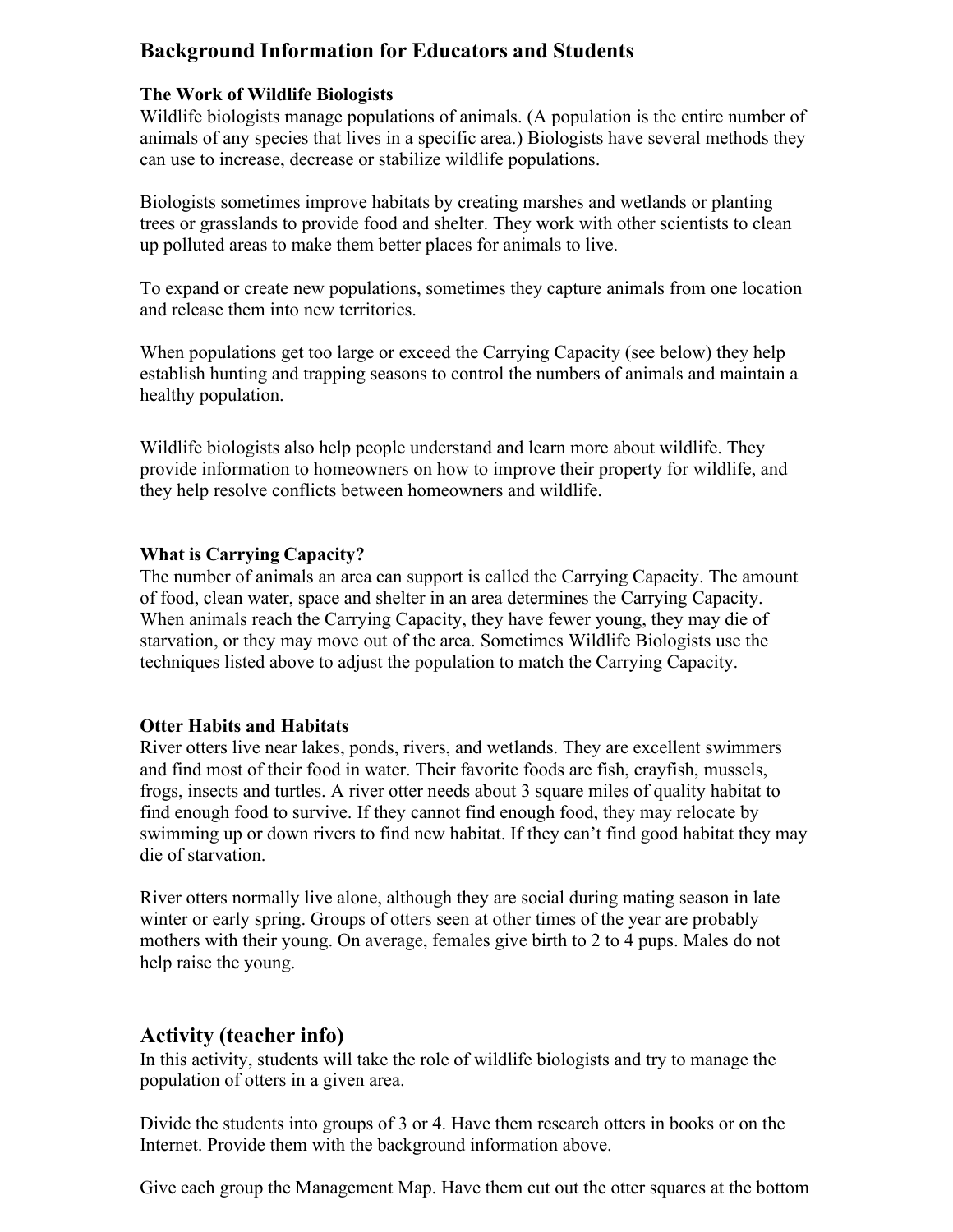## Background Information for Educators and Students

### The Work of Wildlife Biologists

Wildlife biologists manage populations of animals. (A population is the entire number of animals of any species that lives in a specific area.) Biologists have several methods they can use to increase, decrease or stabilize wildlife populations.

Biologists sometimes improve habitats by creating marshes and wetlands or planting trees or grasslands to provide food and shelter. They work with other scientists to clean up polluted areas to make them better places for animals to live.

To expand or create new populations, sometimes they capture animals from one location and release them into new territories.

When populations get too large or exceed the Carrying Capacity (see below) they help establish hunting and trapping seasons to control the numbers of animals and maintain a healthy population.

Wildlife biologists also help people understand and learn more about wildlife. They provide information to homeowners on how to improve their property for wildlife, and they help resolve conflicts between homeowners and wildlife.

### What is Carrying Capacity?

The number of animals an area can support is called the Carrying Capacity. The amount of food, clean water, space and shelter in an area determines the Carrying Capacity. When animals reach the Carrying Capacity, they have fewer young, they may die of starvation, or they may move out of the area. Sometimes Wildlife Biologists use the techniques listed above to adjust the population to match the Carrying Capacity.

### Otter Habits and Habitats

River otters live near lakes, ponds, rivers, and wetlands. They are excellent swimmers and find most of their food in water. Their favorite foods are fish, crayfish, mussels, frogs, insects and turtles. A river otter needs about 3 square miles of quality habitat to find enough food to survive. If they cannot find enough food, they may relocate by swimming up or down rivers to find new habitat. If they can't find good habitat they may die of starvation.

River otters normally live alone, although they are social during mating season in late winter or early spring. Groups of otters seen at other times of the year are probably mothers with their young. On average, females give birth to 2 to 4 pups. Males do not help raise the young.

## Activity (teacher info)

In this activity, students will take the role of wildlife biologists and try to manage the population of otters in a given area.

Divide the students into groups of 3 or 4. Have them research otters in books or on the Internet. Provide them with the background information above.

Give each group the Management Map. Have them cut out the otter squares at the bottom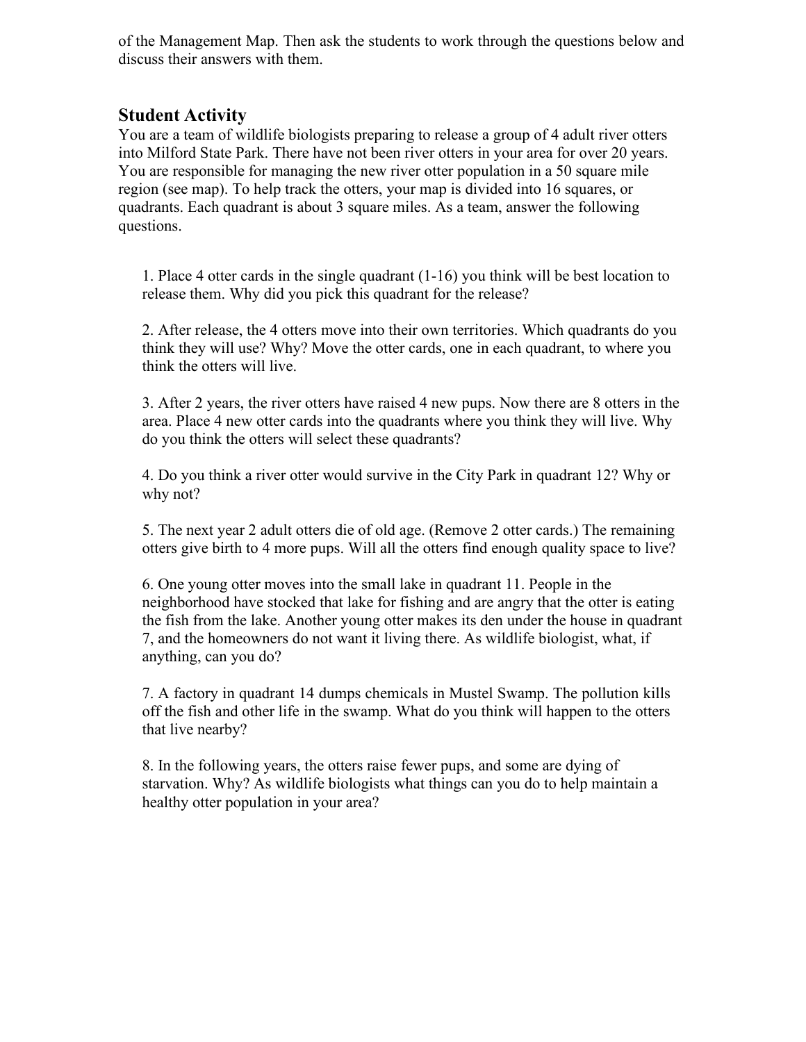of the Management Map. Then ask the students to work through the questions below and discuss their answers with them.

## Student Activity

You are a team of wildlife biologists preparing to release a group of 4 adult river otters into Milford State Park. There have not been river otters in your area for over 20 years. You are responsible for managing the new river otter population in a 50 square mile region (see map). To help track the otters, your map is divided into 16 squares, or quadrants. Each quadrant is about 3 square miles. As a team, answer the following questions.

1. Place 4 otter cards in the single quadrant (1-16) you think will be best location to release them. Why did you pick this quadrant for the release?

2. After release, the 4 otters move into their own territories. Which quadrants do you think they will use? Why? Move the otter cards, one in each quadrant, to where you think the otters will live.

3. After 2 years, the river otters have raised 4 new pups. Now there are 8 otters in the area. Place 4 new otter cards into the quadrants where you think they will live. Why do you think the otters will select these quadrants?

4. Do you think a river otter would survive in the City Park in quadrant 12? Why or why not?

5. The next year 2 adult otters die of old age. (Remove 2 otter cards.) The remaining otters give birth to 4 more pups. Will all the otters find enough quality space to live?

6. One young otter moves into the small lake in quadrant 11. People in the neighborhood have stocked that lake for fishing and are angry that the otter is eating the fish from the lake. Another young otter makes its den under the house in quadrant 7, and the homeowners do not want it living there. As wildlife biologist, what, if anything, can you do?

7. A factory in quadrant 14 dumps chemicals in Mustel Swamp. The pollution kills off the fish and other life in the swamp. What do you think will happen to the otters that live nearby?

8. In the following years, the otters raise fewer pups, and some are dying of starvation. Why? As wildlife biologists what things can you do to help maintain a healthy otter population in your area?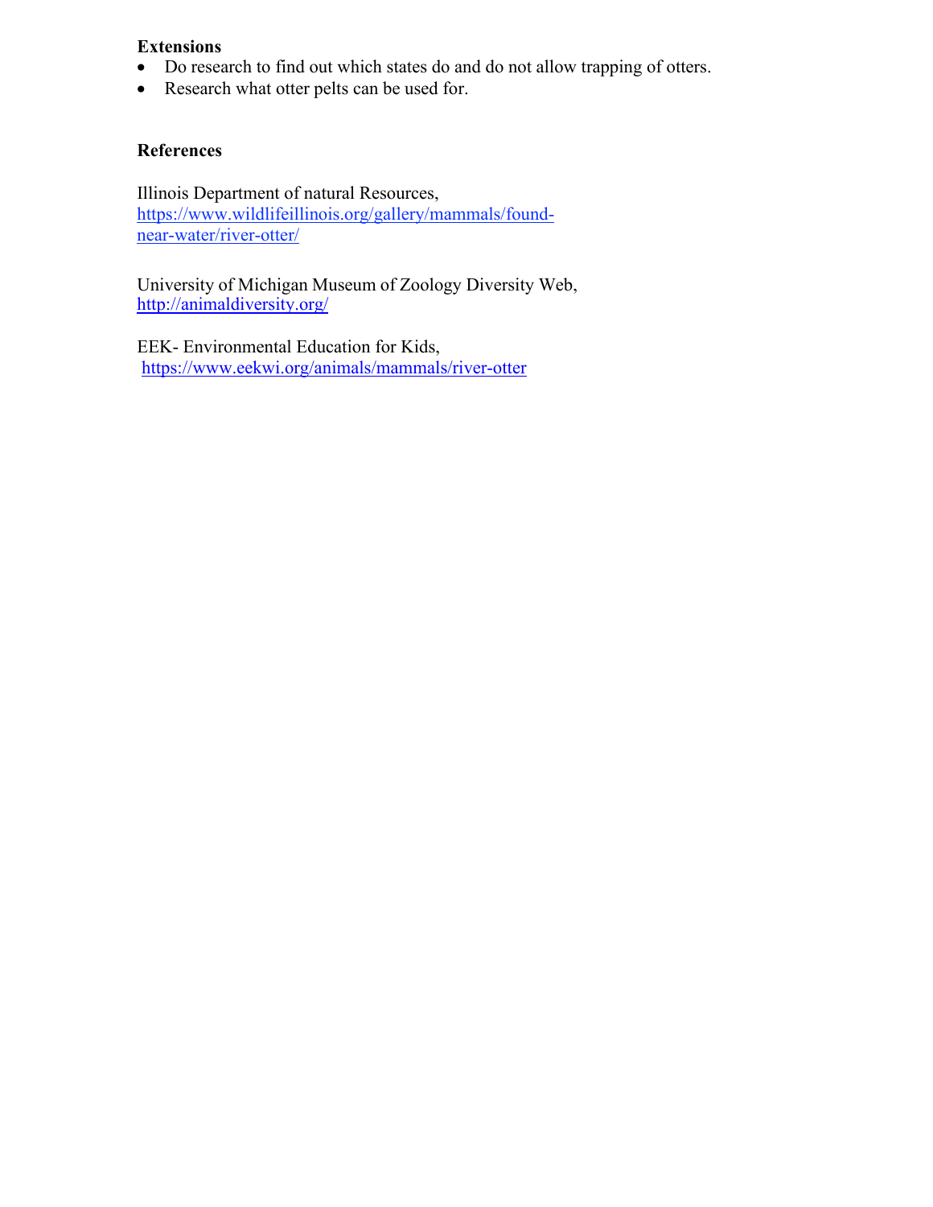**Extensions**

- Do research to find out which states do and do not allow trapping of otters.
- Research what otter pelts can be used for.

**References**

Illinois Department of natural Resources,
https://www.wildlifeillinois.org/gallery/mammals/found-near-water/river-otter/

University of Michigan Museum of Zoology Diversity Web,
http://animaldiversity.org/

EEK- Environmental Education for Kids,
https://www.eekwi.org/animals/mammals/river-otter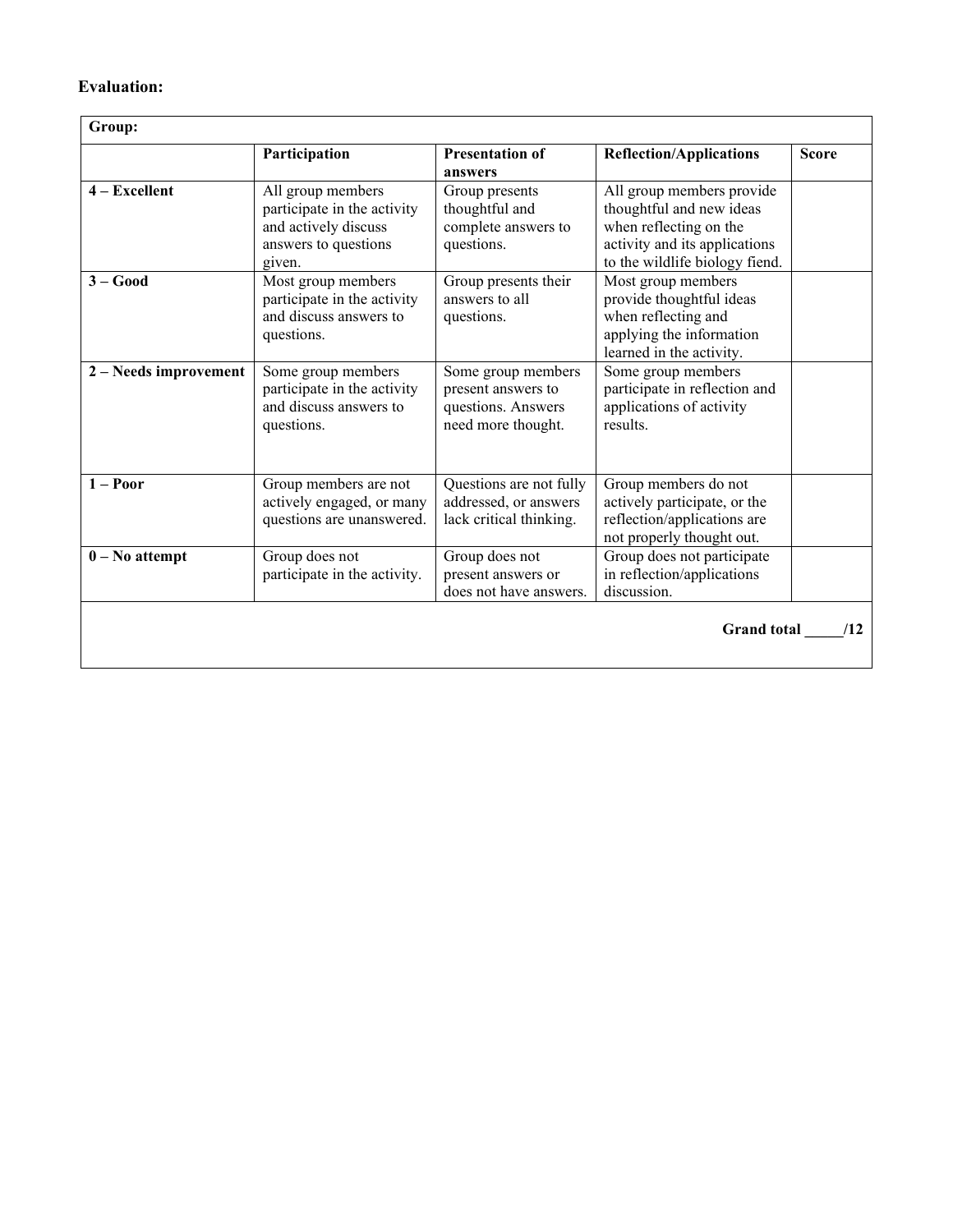**Evaluation:**

| **Group:** | | | | |
|---|---|---|---|---|
| | **Participation** | **Presentation of answers** | **Reflection/Applications** | **Score** |
| **4 – Excellent** | All group members participate in the activity and actively discuss answers to questions given. | Group presents thoughtful and complete answers to questions. | All group members provide thoughtful and new ideas when reflecting on the activity and its applications to the wildlife biology fiend. | |
| **3 – Good** | Most group members participate in the activity and discuss answers to questions. | Group presents their answers to all questions. | Most group members provide thoughtful ideas when reflecting and applying the information learned in the activity. | |
| **2 – Needs improvement** | Some group members participate in the activity and discuss answers to questions. | Some group members present answers to questions. Answers need more thought. | Some group members participate in reflection and applications of activity results. | |
| **1 – Poor** | Group members are not actively engaged, or many questions are unanswered. | Questions are not fully addressed, or answers lack critical thinking. | Group members do not actively participate, or the reflection/applications are not properly thought out. | |
| **0 – No attempt** | Group does not participate in the activity. | Group does not present answers or does not have answers. | Group does not participate in reflection/applications discussion. | |
| | | | | **Grand total \_\_\_\_\_/12** |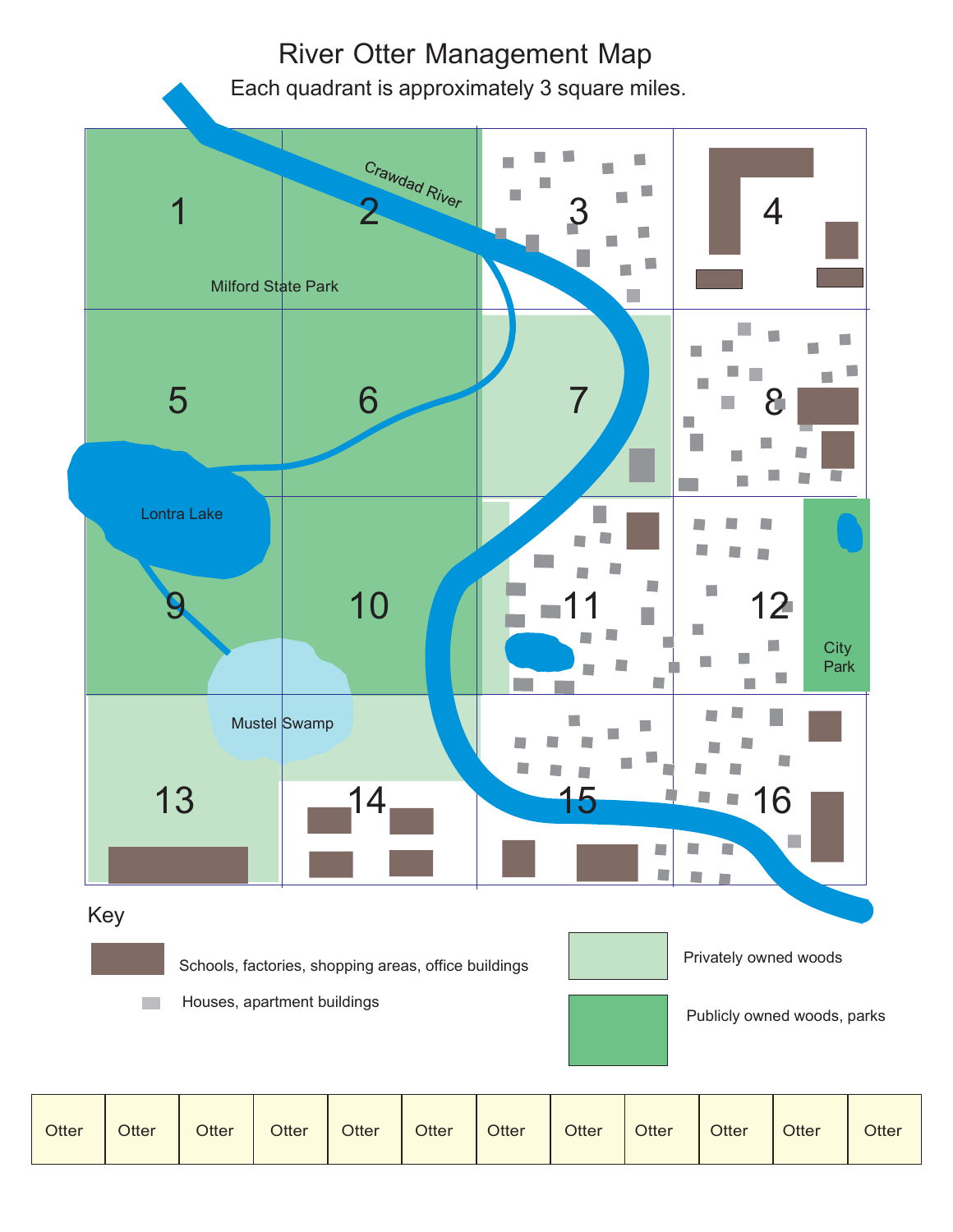# River Otter Management Map

Each quadrant is approximately 3 square miles.

Crawdad River

1

2

3

4

Milford State Park

5

6

7

8

Lontra Lake

9

10

11

12

City Park

Mustel Swamp

13

14

15

16

Key

Schools, factories, shopping areas, office buildings

Houses, apartment buildings

Privately owned woods

Publicly owned woods, parks

| | | | | | | | | | | | |
|---|---|---|---|---|---|---|---|---|---|---|---|
| Otter | Otter | Otter | Otter | Otter | Otter | Otter | Otter | Otter | Otter | Otter | Otter |